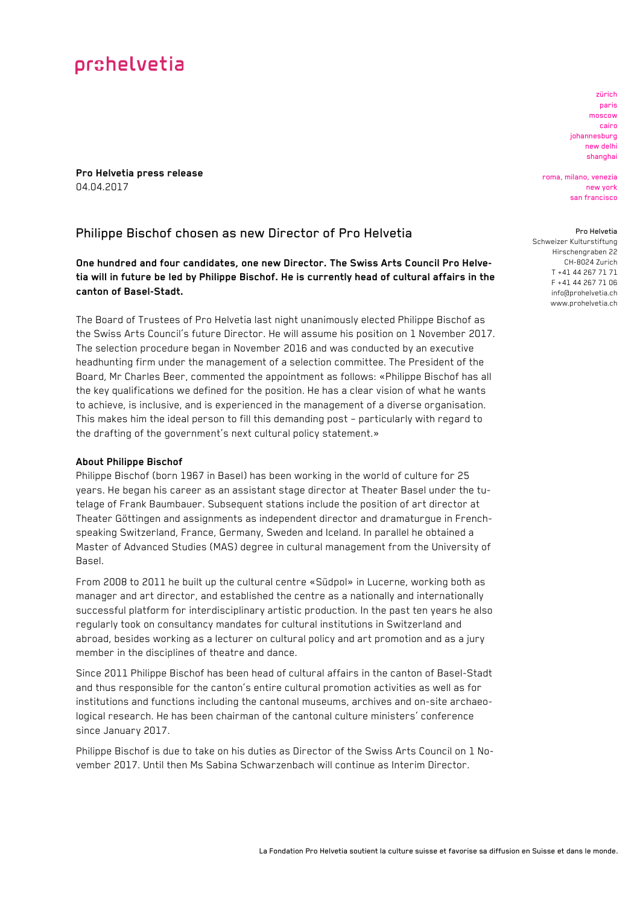prohelvetia

zürich
paris
moscow
cairo
johannesburg
new delhi
shanghai

roma, milano, venezia
new york
san francisco

Pro Helvetia
Schweizer Kulturstiftung
Hirschengraben 22
CH-8024 Zurich
T +41 44 267 71 71
F +41 44 267 71 06
info@prohelvetia.ch
www.prohelvetia.ch

**Pro Helvetia press release**
04.04.2017

# Philippe Bischof chosen as new Director of Pro Helvetia

**One hundred and four candidates, one new Director. The Swiss Arts Council Pro Helvetia will in future be led by Philippe Bischof. He is currently head of cultural affairs in the canton of Basel-Stadt.**

The Board of Trustees of Pro Helvetia last night unanimously elected Philippe Bischof as the Swiss Arts Council's future Director. He will assume his position on 1 November 2017. The selection procedure began in November 2016 and was conducted by an executive headhunting firm under the management of a selection committee. The President of the Board, Mr Charles Beer, commented the appointment as follows: «Philippe Bischof has all the key qualifications we defined for the position. He has a clear vision of what he wants to achieve, is inclusive, and is experienced in the management of a diverse organisation. This makes him the ideal person to fill this demanding post – particularly with regard to the drafting of the government's next cultural policy statement.»

**About Philippe Bischof**

Philippe Bischof (born 1967 in Basel) has been working in the world of culture for 25 years. He began his career as an assistant stage director at Theater Basel under the tutelage of Frank Baumbauer. Subsequent stations include the position of art director at Theater Göttingen and assignments as independent director and dramaturgue in French-speaking Switzerland, France, Germany, Sweden and Iceland. In parallel he obtained a Master of Advanced Studies (MAS) degree in cultural management from the University of Basel.

From 2008 to 2011 he built up the cultural centre «Südpol» in Lucerne, working both as manager and art director, and established the centre as a nationally and internationally successful platform for interdisciplinary artistic production. In the past ten years he also regularly took on consultancy mandates for cultural institutions in Switzerland and abroad, besides working as a lecturer on cultural policy and art promotion and as a jury member in the disciplines of theatre and dance.

Since 2011 Philippe Bischof has been head of cultural affairs in the canton of Basel-Stadt and thus responsible for the canton's entire cultural promotion activities as well as for institutions and functions including the cantonal museums, archives and on-site archaeological research. He has been chairman of the cantonal culture ministers' conference since January 2017.

Philippe Bischof is due to take on his duties as Director of the Swiss Arts Council on 1 November 2017. Until then Ms Sabina Schwarzenbach will continue as Interim Director.

La Fondation Pro Helvetia soutient la culture suisse et favorise sa diffusion en Suisse et dans le monde.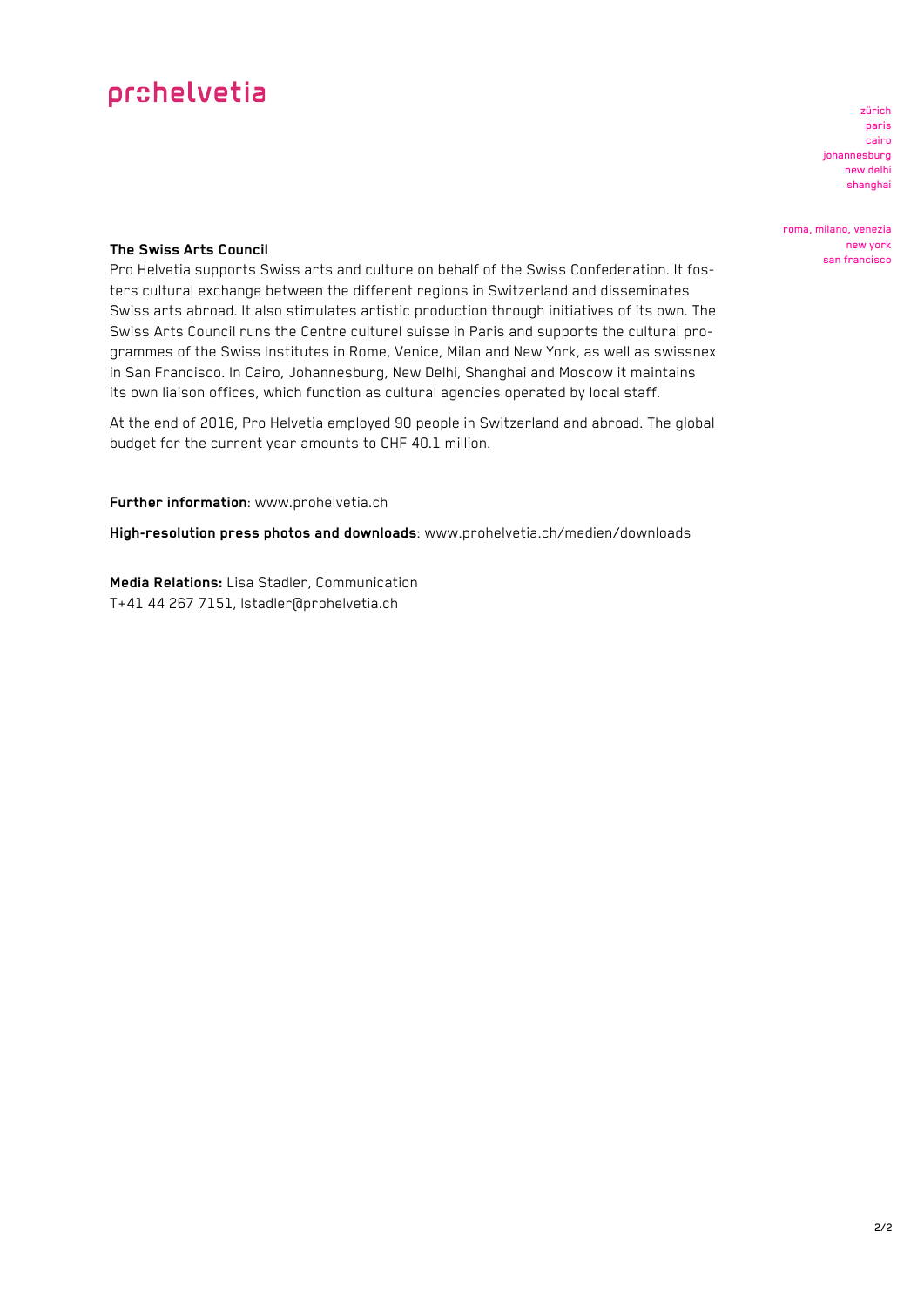**The Swiss Arts Council**

Pro Helvetia supports Swiss arts and culture on behalf of the Swiss Confederation. It fosters cultural exchange between the different regions in Switzerland and disseminates Swiss arts abroad. It also stimulates artistic production through initiatives of its own. The Swiss Arts Council runs the Centre culturel suisse in Paris and supports the cultural programmes of the Swiss Institutes in Rome, Venice, Milan and New York, as well as swissnex in San Francisco. In Cairo, Johannesburg, New Delhi, Shanghai and Moscow it maintains its own liaison offices, which function as cultural agencies operated by local staff.

At the end of 2016, Pro Helvetia employed 90 people in Switzerland and abroad. The global budget for the current year amounts to CHF 40.1 million.

**Further information**: www.prohelvetia.ch

**High-resolution press photos and downloads**: www.prohelvetia.ch/medien/downloads

**Media Relations:** Lisa Stadler, Communication
T+41 44 267 7151, lstadler@prohelvetia.ch